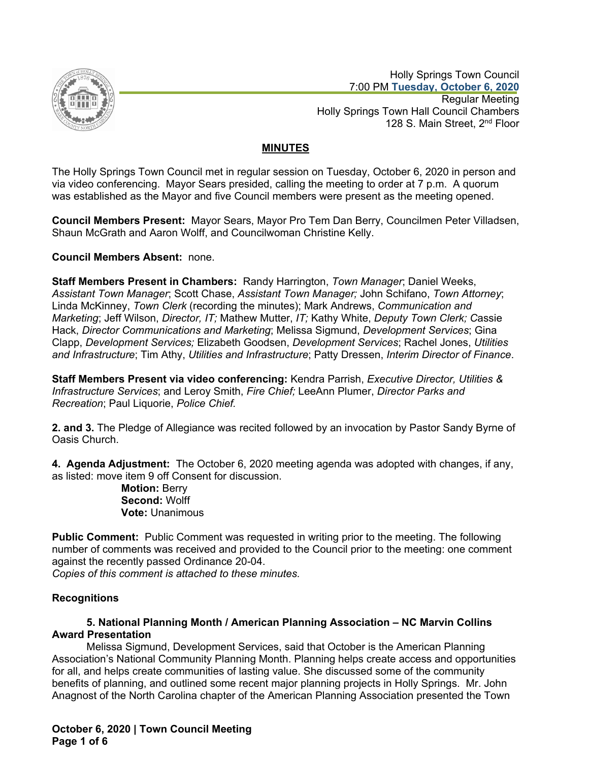Holly Springs Town Council
7:00 PM **Tuesday, October 6, 2020**
Regular Meeting
Holly Springs Town Hall Council Chambers
128 S. Main Street, 2nd Floor

## MINUTES

The Holly Springs Town Council met in regular session on Tuesday, October 6, 2020 in person and via video conferencing. Mayor Sears presided, calling the meeting to order at 7 p.m. A quorum was established as the Mayor and five Council members were present as the meeting opened.

**Council Members Present:** Mayor Sears, Mayor Pro Tem Dan Berry, Councilmen Peter Villadsen, Shaun McGrath and Aaron Wolff, and Councilwoman Christine Kelly.

**Council Members Absent:** none.

**Staff Members Present in Chambers:** Randy Harrington, *Town Manager*; Daniel Weeks, *Assistant Town Manager*; Scott Chase, *Assistant Town Manager;* John Schifano, *Town Attorney*; Linda McKinney, *Town Clerk* (recording the minutes); Mark Andrews, *Communication and Marketing*; Jeff Wilson, *Director, IT;* Mathew Mutter, *IT;* Kathy White, *Deputy Town Clerk;* Cassie Hack, *Director Communications and Marketing*; Melissa Sigmund, *Development Services*; Gina Clapp, *Development Services;* Elizabeth Goodsen, *Development Services*; Rachel Jones, *Utilities and Infrastructure*; Tim Athy, *Utilities and Infrastructure*; Patty Dressen, *Interim Director of Finance*.

**Staff Members Present via video conferencing:** Kendra Parrish, *Executive Director, Utilities & Infrastructure Services*; and Leroy Smith, *Fire Chief;* LeeAnn Plumer, *Director Parks and Recreation*; Paul Liquorie, *Police Chief.*

**2. and 3.** The Pledge of Allegiance was recited followed by an invocation by Pastor Sandy Byrne of Oasis Church.

**4. Agenda Adjustment:** The October 6, 2020 meeting agenda was adopted with changes, if any, as listed: move item 9 off Consent for discussion.

**Motion:** Berry
**Second:** Wolff
**Vote:** Unanimous

**Public Comment:** Public Comment was requested in writing prior to the meeting. The following number of comments was received and provided to the Council prior to the meeting: one comment against the recently passed Ordinance 20-04.
*Copies of this comment is attached to these minutes.*

### Recognitions

**5. National Planning Month / American Planning Association – NC Marvin Collins Award Presentation**

Melissa Sigmund, Development Services, said that October is the American Planning Association's National Community Planning Month. Planning helps create access and opportunities for all, and helps create communities of lasting value. She discussed some of the community benefits of planning, and outlined some recent major planning projects in Holly Springs. Mr. John Anagnost of the North Carolina chapter of the American Planning Association presented the Town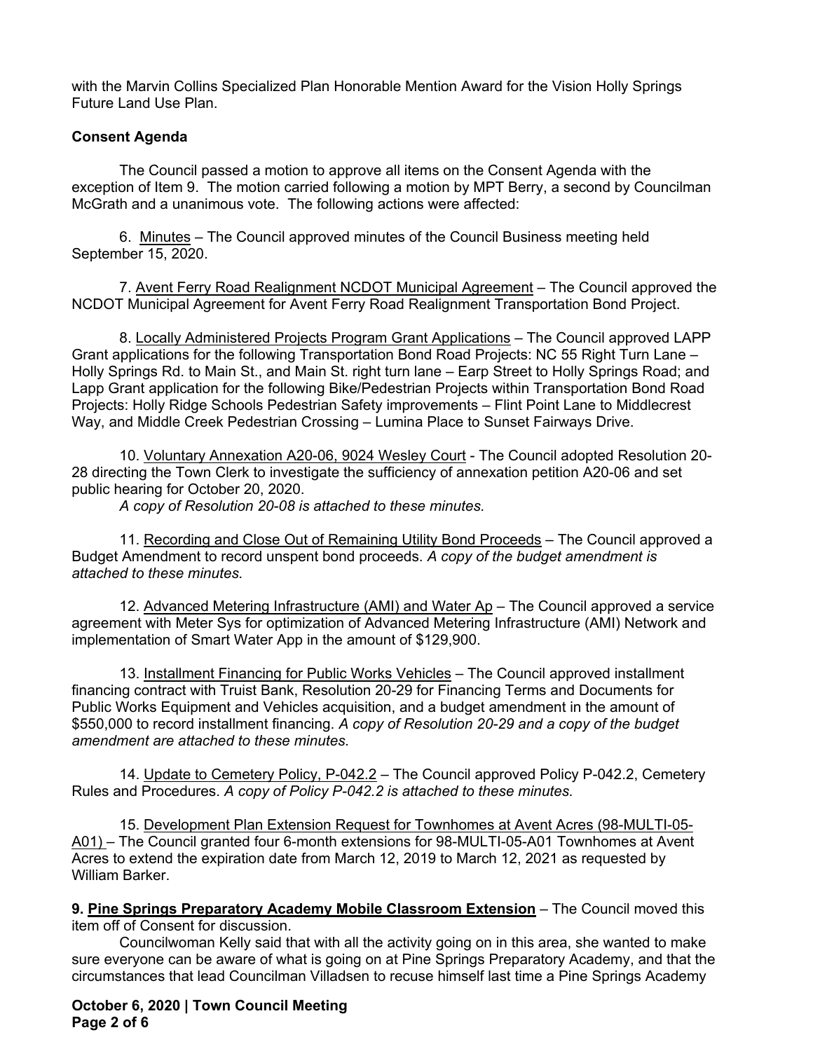with the Marvin Collins Specialized Plan Honorable Mention Award for the Vision Holly Springs Future Land Use Plan.

**Consent Agenda**

The Council passed a motion to approve all items on the Consent Agenda with the exception of Item 9. The motion carried following a motion by MPT Berry, a second by Councilman McGrath and a unanimous vote. The following actions were affected:

6. Minutes – The Council approved minutes of the Council Business meeting held September 15, 2020.

7. Avent Ferry Road Realignment NCDOT Municipal Agreement – The Council approved the NCDOT Municipal Agreement for Avent Ferry Road Realignment Transportation Bond Project.

8. Locally Administered Projects Program Grant Applications – The Council approved LAPP Grant applications for the following Transportation Bond Road Projects: NC 55 Right Turn Lane – Holly Springs Rd. to Main St., and Main St. right turn lane – Earp Street to Holly Springs Road; and Lapp Grant application for the following Bike/Pedestrian Projects within Transportation Bond Road Projects: Holly Ridge Schools Pedestrian Safety improvements – Flint Point Lane to Middlecrest Way, and Middle Creek Pedestrian Crossing – Lumina Place to Sunset Fairways Drive.

10. Voluntary Annexation A20-06, 9024 Wesley Court - The Council adopted Resolution 20-28 directing the Town Clerk to investigate the sufficiency of annexation petition A20-06 and set public hearing for October 20, 2020.
*A copy of Resolution 20-08 is attached to these minutes.*

11. Recording and Close Out of Remaining Utility Bond Proceeds – The Council approved a Budget Amendment to record unspent bond proceeds. *A copy of the budget amendment is attached to these minutes.*

12. Advanced Metering Infrastructure (AMI) and Water Ap – The Council approved a service agreement with Meter Sys for optimization of Advanced Metering Infrastructure (AMI) Network and implementation of Smart Water App in the amount of $129,900.

13. Installment Financing for Public Works Vehicles – The Council approved installment financing contract with Truist Bank, Resolution 20-29 for Financing Terms and Documents for Public Works Equipment and Vehicles acquisition, and a budget amendment in the amount of $550,000 to record installment financing. *A copy of Resolution 20-29 and a copy of the budget amendment are attached to these minutes.*

14. Update to Cemetery Policy, P-042.2 – The Council approved Policy P-042.2, Cemetery Rules and Procedures. *A copy of Policy P-042.2 is attached to these minutes.*

15. Development Plan Extension Request for Townhomes at Avent Acres (98-MULTI-05-A01) – The Council granted four 6-month extensions for 98-MULTI-05-A01 Townhomes at Avent Acres to extend the expiration date from March 12, 2019 to March 12, 2021 as requested by William Barker.

**9. Pine Springs Preparatory Academy Mobile Classroom Extension** – The Council moved this item off of Consent for discussion.

Councilwoman Kelly said that with all the activity going on in this area, she wanted to make sure everyone can be aware of what is going on at Pine Springs Preparatory Academy, and that the circumstances that lead Councilman Villadsen to recuse himself last time a Pine Springs Academy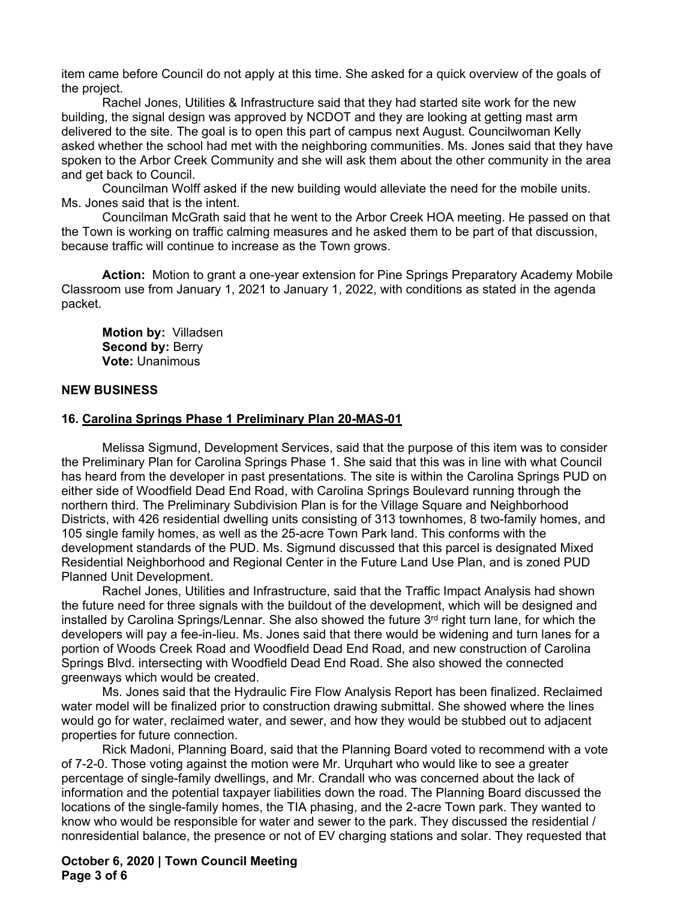item came before Council do not apply at this time. She asked for a quick overview of the goals of the project.

Rachel Jones, Utilities & Infrastructure said that they had started site work for the new building, the signal design was approved by NCDOT and they are looking at getting mast arm delivered to the site. The goal is to open this part of campus next August. Councilwoman Kelly asked whether the school had met with the neighboring communities. Ms. Jones said that they have spoken to the Arbor Creek Community and she will ask them about the other community in the area and get back to Council.

Councilman Wolff asked if the new building would alleviate the need for the mobile units. Ms. Jones said that is the intent.

Councilman McGrath said that he went to the Arbor Creek HOA meeting. He passed on that the Town is working on traffic calming measures and he asked them to be part of that discussion, because traffic will continue to increase as the Town grows.

**Action:** Motion to grant a one-year extension for Pine Springs Preparatory Academy Mobile Classroom use from January 1, 2021 to January 1, 2022, with conditions as stated in the agenda packet.

**Motion by:** Villadsen
**Second by:** Berry
**Vote:** Unanimous

## NEW BUSINESS

### 16. Carolina Springs Phase 1 Preliminary Plan 20-MAS-01

Melissa Sigmund, Development Services, said that the purpose of this item was to consider the Preliminary Plan for Carolina Springs Phase 1. She said that this was in line with what Council has heard from the developer in past presentations. The site is within the Carolina Springs PUD on either side of Woodfield Dead End Road, with Carolina Springs Boulevard running through the northern third. The Preliminary Subdivision Plan is for the Village Square and Neighborhood Districts, with 426 residential dwelling units consisting of 313 townhomes, 8 two-family homes, and 105 single family homes, as well as the 25-acre Town Park land. This conforms with the development standards of the PUD. Ms. Sigmund discussed that this parcel is designated Mixed Residential Neighborhood and Regional Center in the Future Land Use Plan, and is zoned PUD Planned Unit Development.

Rachel Jones, Utilities and Infrastructure, said that the Traffic Impact Analysis had shown the future need for three signals with the buildout of the development, which will be designed and installed by Carolina Springs/Lennar. She also showed the future 3rd right turn lane, for which the developers will pay a fee-in-lieu. Ms. Jones said that there would be widening and turn lanes for a portion of Woods Creek Road and Woodfield Dead End Road, and new construction of Carolina Springs Blvd. intersecting with Woodfield Dead End Road. She also showed the connected greenways which would be created.

Ms. Jones said that the Hydraulic Fire Flow Analysis Report has been finalized. Reclaimed water model will be finalized prior to construction drawing submittal. She showed where the lines would go for water, reclaimed water, and sewer, and how they would be stubbed out to adjacent properties for future connection.

Rick Madoni, Planning Board, said that the Planning Board voted to recommend with a vote of 7-2-0. Those voting against the motion were Mr. Urquhart who would like to see a greater percentage of single-family dwellings, and Mr. Crandall who was concerned about the lack of information and the potential taxpayer liabilities down the road. The Planning Board discussed the locations of the single-family homes, the TIA phasing, and the 2-acre Town park. They wanted to know who would be responsible for water and sewer to the park. They discussed the residential / nonresidential balance, the presence or not of EV charging stations and solar. They requested that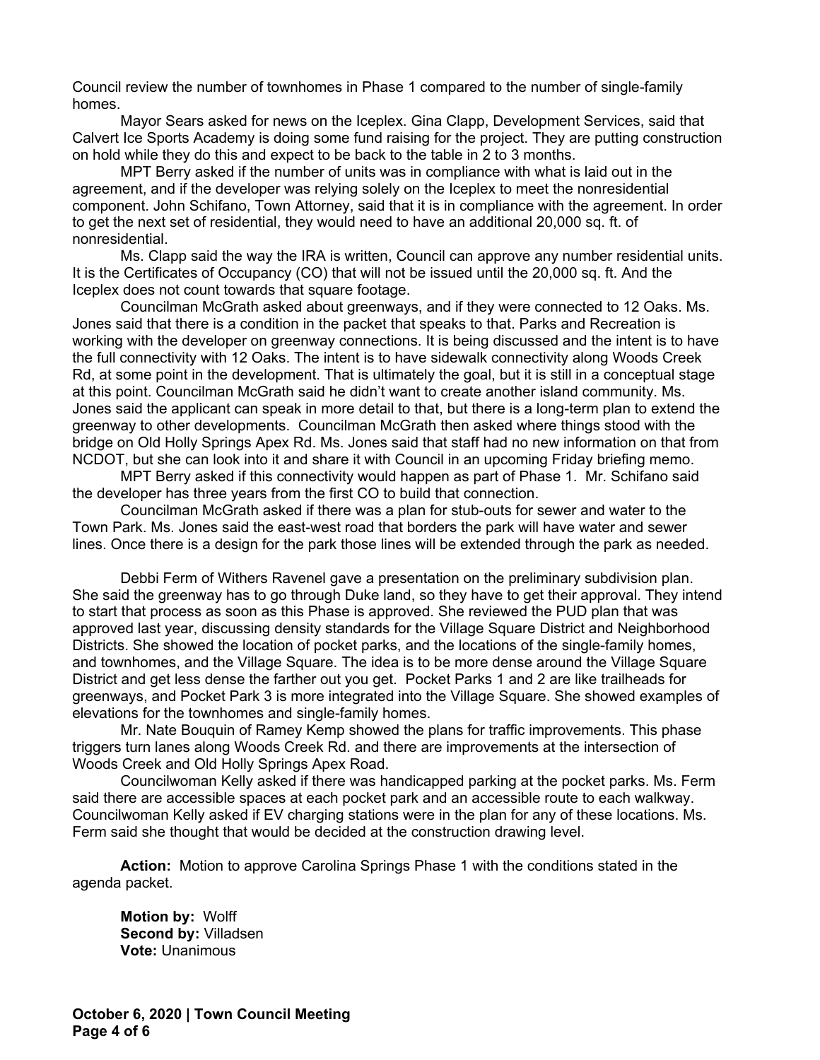Council review the number of townhomes in Phase 1 compared to the number of single-family homes.

Mayor Sears asked for news on the Iceplex. Gina Clapp, Development Services, said that Calvert Ice Sports Academy is doing some fund raising for the project. They are putting construction on hold while they do this and expect to be back to the table in 2 to 3 months.

MPT Berry asked if the number of units was in compliance with what is laid out in the agreement, and if the developer was relying solely on the Iceplex to meet the nonresidential component. John Schifano, Town Attorney, said that it is in compliance with the agreement. In order to get the next set of residential, they would need to have an additional 20,000 sq. ft. of nonresidential.

Ms. Clapp said the way the IRA is written, Council can approve any number residential units. It is the Certificates of Occupancy (CO) that will not be issued until the 20,000 sq. ft. And the Iceplex does not count towards that square footage.

Councilman McGrath asked about greenways, and if they were connected to 12 Oaks. Ms. Jones said that there is a condition in the packet that speaks to that. Parks and Recreation is working with the developer on greenway connections. It is being discussed and the intent is to have the full connectivity with 12 Oaks. The intent is to have sidewalk connectivity along Woods Creek Rd, at some point in the development. That is ultimately the goal, but it is still in a conceptual stage at this point. Councilman McGrath said he didn't want to create another island community. Ms. Jones said the applicant can speak in more detail to that, but there is a long-term plan to extend the greenway to other developments. Councilman McGrath then asked where things stood with the bridge on Old Holly Springs Apex Rd. Ms. Jones said that staff had no new information on that from NCDOT, but she can look into it and share it with Council in an upcoming Friday briefing memo.

MPT Berry asked if this connectivity would happen as part of Phase 1. Mr. Schifano said the developer has three years from the first CO to build that connection.

Councilman McGrath asked if there was a plan for stub-outs for sewer and water to the Town Park. Ms. Jones said the east-west road that borders the park will have water and sewer lines. Once there is a design for the park those lines will be extended through the park as needed.

Debbi Ferm of Withers Ravenel gave a presentation on the preliminary subdivision plan. She said the greenway has to go through Duke land, so they have to get their approval. They intend to start that process as soon as this Phase is approved. She reviewed the PUD plan that was approved last year, discussing density standards for the Village Square District and Neighborhood Districts. She showed the location of pocket parks, and the locations of the single-family homes, and townhomes, and the Village Square. The idea is to be more dense around the Village Square District and get less dense the farther out you get. Pocket Parks 1 and 2 are like trailheads for greenways, and Pocket Park 3 is more integrated into the Village Square. She showed examples of elevations for the townhomes and single-family homes.

Mr. Nate Bouquin of Ramey Kemp showed the plans for traffic improvements. This phase triggers turn lanes along Woods Creek Rd. and there are improvements at the intersection of Woods Creek and Old Holly Springs Apex Road.

Councilwoman Kelly asked if there was handicapped parking at the pocket parks. Ms. Ferm said there are accessible spaces at each pocket park and an accessible route to each walkway. Councilwoman Kelly asked if EV charging stations were in the plan for any of these locations. Ms. Ferm said she thought that would be decided at the construction drawing level.

**Action:** Motion to approve Carolina Springs Phase 1 with the conditions stated in the agenda packet.

**Motion by:** Wolff
**Second by:** Villadsen
**Vote:** Unanimous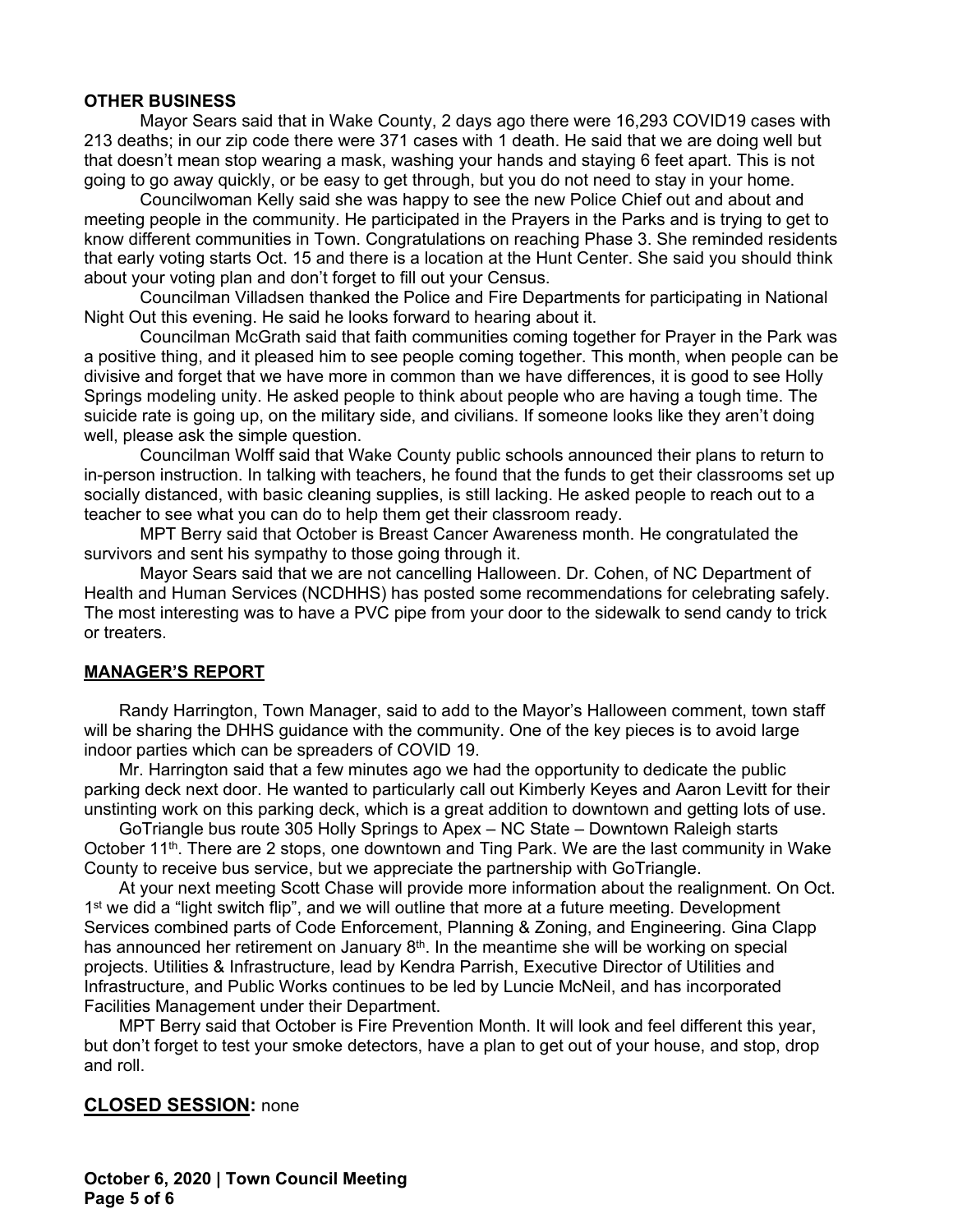**OTHER BUSINESS**

Mayor Sears said that in Wake County, 2 days ago there were 16,293 COVID19 cases with 213 deaths; in our zip code there were 371 cases with 1 death. He said that we are doing well but that doesn't mean stop wearing a mask, washing your hands and staying 6 feet apart. This is not going to go away quickly, or be easy to get through, but you do not need to stay in your home.

Councilwoman Kelly said she was happy to see the new Police Chief out and about and meeting people in the community. He participated in the Prayers in the Parks and is trying to get to know different communities in Town. Congratulations on reaching Phase 3. She reminded residents that early voting starts Oct. 15 and there is a location at the Hunt Center. She said you should think about your voting plan and don't forget to fill out your Census.

Councilman Villadsen thanked the Police and Fire Departments for participating in National Night Out this evening. He said he looks forward to hearing about it.

Councilman McGrath said that faith communities coming together for Prayer in the Park was a positive thing, and it pleased him to see people coming together. This month, when people can be divisive and forget that we have more in common than we have differences, it is good to see Holly Springs modeling unity. He asked people to think about people who are having a tough time. The suicide rate is going up, on the military side, and civilians. If someone looks like they aren't doing well, please ask the simple question.

Councilman Wolff said that Wake County public schools announced their plans to return to in-person instruction. In talking with teachers, he found that the funds to get their classrooms set up socially distanced, with basic cleaning supplies, is still lacking. He asked people to reach out to a teacher to see what you can do to help them get their classroom ready.

MPT Berry said that October is Breast Cancer Awareness month. He congratulated the survivors and sent his sympathy to those going through it.

Mayor Sears said that we are not cancelling Halloween. Dr. Cohen, of NC Department of Health and Human Services (NCDHHS) has posted some recommendations for celebrating safely. The most interesting was to have a PVC pipe from your door to the sidewalk to send candy to trick or treaters.

**MANAGER'S REPORT**

Randy Harrington, Town Manager, said to add to the Mayor's Halloween comment, town staff will be sharing the DHHS guidance with the community. One of the key pieces is to avoid large indoor parties which can be spreaders of COVID 19.

Mr. Harrington said that a few minutes ago we had the opportunity to dedicate the public parking deck next door. He wanted to particularly call out Kimberly Keyes and Aaron Levitt for their unstinting work on this parking deck, which is a great addition to downtown and getting lots of use.

GoTriangle bus route 305 Holly Springs to Apex – NC State – Downtown Raleigh starts October 11th. There are 2 stops, one downtown and Ting Park. We are the last community in Wake County to receive bus service, but we appreciate the partnership with GoTriangle.

At your next meeting Scott Chase will provide more information about the realignment. On Oct. 1st we did a "light switch flip", and we will outline that more at a future meeting. Development Services combined parts of Code Enforcement, Planning & Zoning, and Engineering. Gina Clapp has announced her retirement on January 8th. In the meantime she will be working on special projects. Utilities & Infrastructure, lead by Kendra Parrish, Executive Director of Utilities and Infrastructure, and Public Works continues to be led by Luncie McNeil, and has incorporated Facilities Management under their Department.

MPT Berry said that October is Fire Prevention Month. It will look and feel different this year, but don't forget to test your smoke detectors, have a plan to get out of your house, and stop, drop and roll.

## CLOSED SESSION: none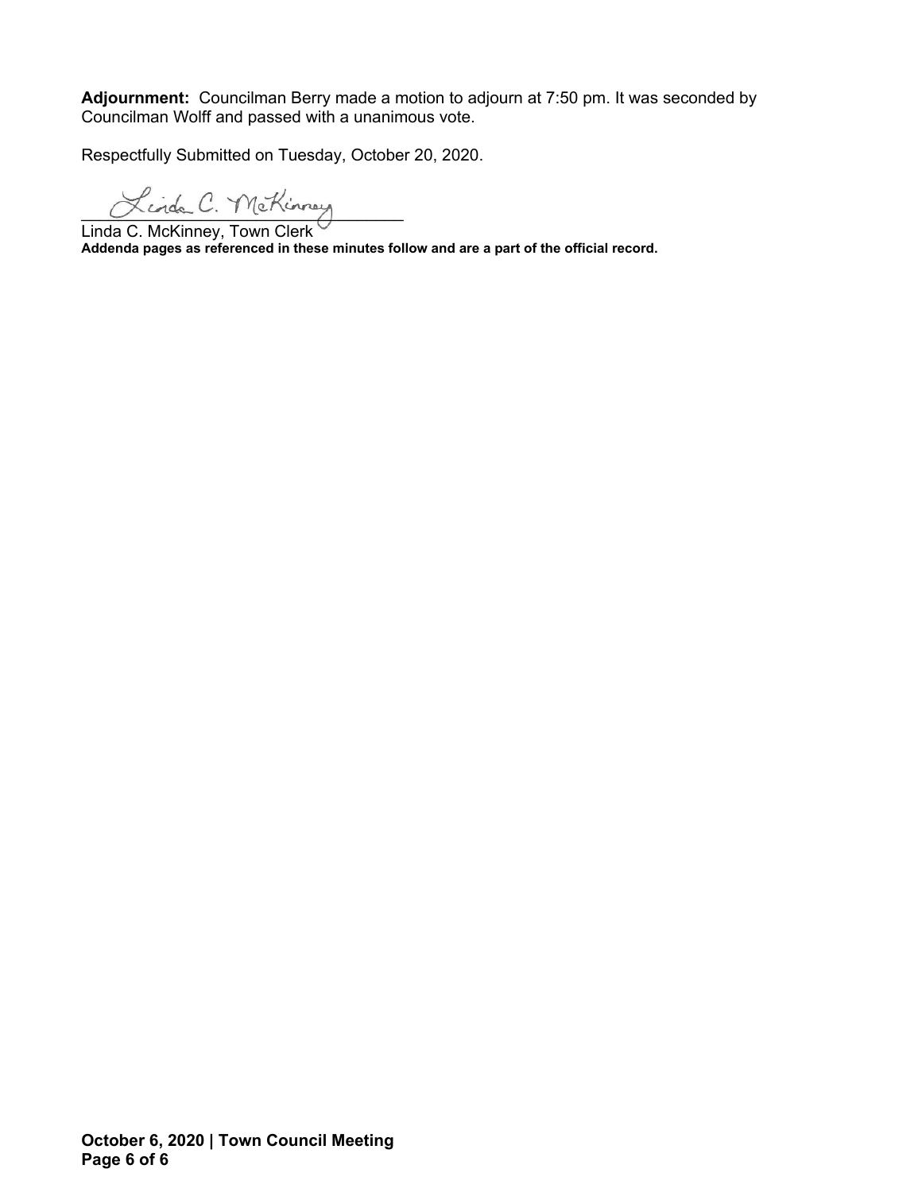**Adjournment:** Councilman Berry made a motion to adjourn at 7:50 pm. It was seconded by Councilman Wolff and passed with a unanimous vote.

Respectfully Submitted on Tuesday, October 20, 2020.

Linda C. McKinney

Linda C. McKinney, Town Clerk

**Addenda pages as referenced in these minutes follow and are a part of the official record.**